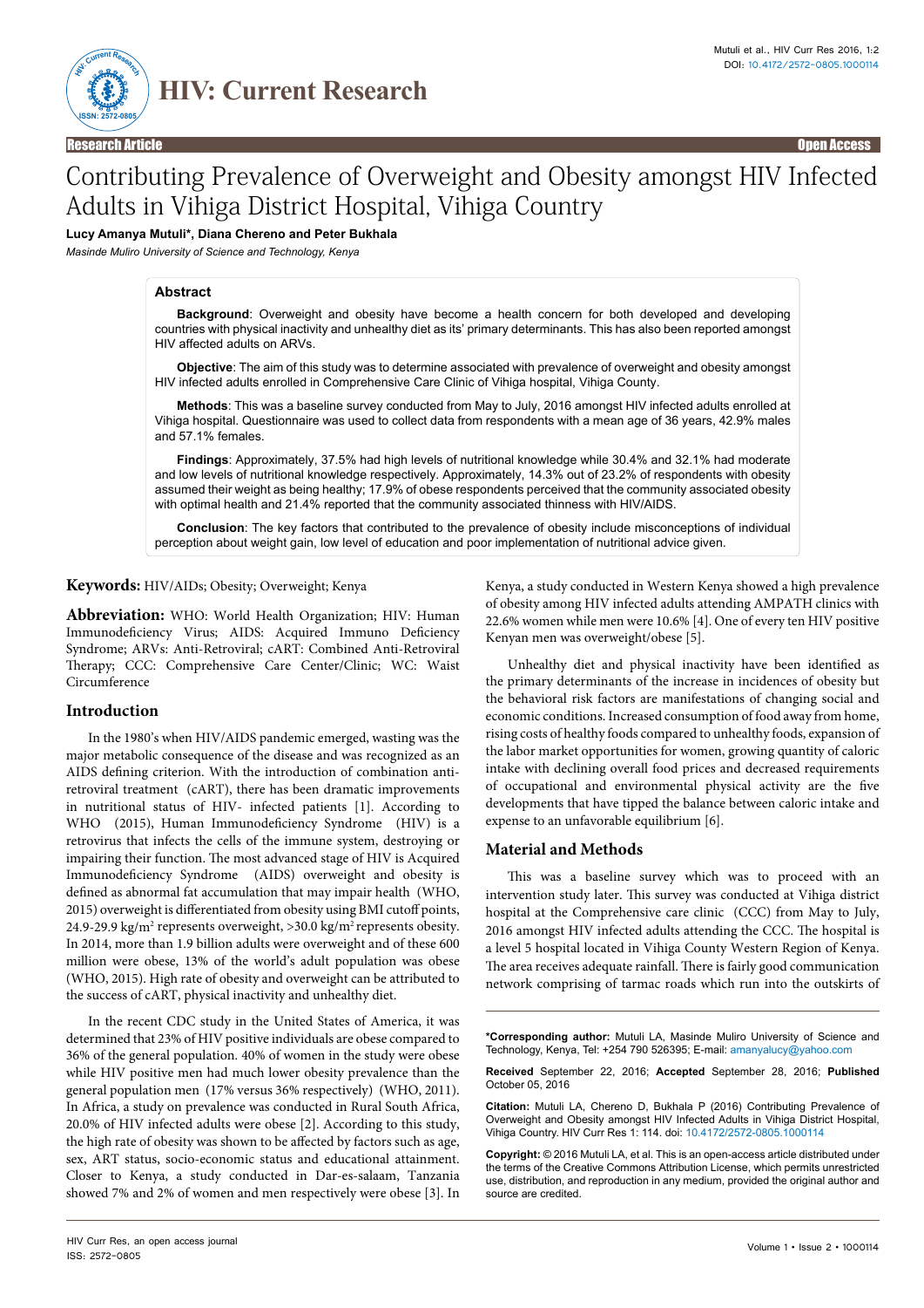Research Article | Open Access

# Contributing Prevalence of Overweight and Obesity amongst HIV Infected Adults in Vihiga District Hospital, Vihiga Country

**Lucy Amanya Mutuli*, Diana Chereno and Peter Bukhala**

*Masinde Muliro University of Science and Technology, Kenya*

## Abstract

**Background**: Overweight and obesity have become a health concern for both developed and developing countries with physical inactivity and unhealthy diet as its' primary determinants. This has also been reported amongst HIV affected adults on ARVs.

**Objective**: The aim of this study was to determine associated with prevalence of overweight and obesity amongst HIV infected adults enrolled in Comprehensive Care Clinic of Vihiga hospital, Vihiga County.

**Methods**: This was a baseline survey conducted from May to July, 2016 amongst HIV infected adults enrolled at Vihiga hospital. Questionnaire was used to collect data from respondents with a mean age of 36 years, 42.9% males and 57.1% females.

**Findings**: Approximately, 37.5% had high levels of nutritional knowledge while 30.4% and 32.1% had moderate and low levels of nutritional knowledge respectively. Approximately, 14.3% out of 23.2% of respondents with obesity assumed their weight as being healthy; 17.9% of obese respondents perceived that the community associated obesity with optimal health and 21.4% reported that the community associated thinness with HIV/AIDS.

**Conclusion**: The key factors that contributed to the prevalence of obesity include misconceptions of individual perception about weight gain, low level of education and poor implementation of nutritional advice given.

**Keywords:** HIV/AIDs; Obesity; Overweight; Kenya

**Abbreviation:** WHO: World Health Organization; HIV: Human Immunodeficiency Virus; AIDS: Acquired Immuno Deficiency Syndrome; ARVs: Anti-Retroviral; cART: Combined Anti-Retroviral Therapy; CCC: Comprehensive Care Center/Clinic; WC: Waist Circumference

## Introduction

In the 1980's when HIV/AIDS pandemic emerged, wasting was the major metabolic consequence of the disease and was recognized as an AIDS defining criterion. With the introduction of combination anti-retroviral treatment (cART), there has been dramatic improvements in nutritional status of HIV- infected patients [1]. According to WHO (2015), Human Immunodeficiency Syndrome (HIV) is a retrovirus that infects the cells of the immune system, destroying or impairing their function. The most advanced stage of HIV is Acquired Immunodeficiency Syndrome (AIDS) overweight and obesity is defined as abnormal fat accumulation that may impair health (WHO, 2015) overweight is differentiated from obesity using BMI cutoff points, 24.9-29.9 kg/m$^2$ represents overweight, >30.0 kg/m$^2$ represents obesity. In 2014, more than 1.9 billion adults were overweight and of these 600 million were obese, 13% of the world's adult population was obese (WHO, 2015). High rate of obesity and overweight can be attributed to the success of cART, physical inactivity and unhealthy diet.

In the recent CDC study in the United States of America, it was determined that 23% of HIV positive individuals are obese compared to 36% of the general population. 40% of women in the study were obese while HIV positive men had much lower obesity prevalence than the general population men (17% versus 36% respectively) (WHO, 2011). In Africa, a study on prevalence was conducted in Rural South Africa, 20.0% of HIV infected adults were obese [2]. According to this study, the high rate of obesity was shown to be affected by factors such as age, sex, ART status, socio-economic status and educational attainment. Closer to Kenya, a study conducted in Dar-es-salaam, Tanzania showed 7% and 2% of women and men respectively were obese [3]. In Kenya, a study conducted in Western Kenya showed a high prevalence of obesity among HIV infected adults attending AMPATH clinics with 22.6% women while men were 10.6% [4]. One of every ten HIV positive Kenyan men was overweight/obese [5].

Unhealthy diet and physical inactivity have been identified as the primary determinants of the increase in incidences of obesity but the behavioral risk factors are manifestations of changing social and economic conditions. Increased consumption of food away from home, rising costs of healthy foods compared to unhealthy foods, expansion of the labor market opportunities for women, growing quantity of caloric intake with declining overall food prices and decreased requirements of occupational and environmental physical activity are the five developments that have tipped the balance between caloric intake and expense to an unfavorable equilibrium [6].

## Material and Methods

This was a baseline survey which was to proceed with an intervention study later. This survey was conducted at Vihiga district hospital at the Comprehensive care clinic (CCC) from May to July, 2016 amongst HIV infected adults attending the CCC. The hospital is a level 5 hospital located in Vihiga County Western Region of Kenya. The area receives adequate rainfall. There is fairly good communication network comprising of tarmac roads which run into the outskirts of

**\*Corresponding author:** Mutuli LA, Masinde Muliro University of Science and Technology, Kenya, Tel: +254 790 526395; E-mail: amanyalucy@yahoo.com

**Received** September 22, 2016; **Accepted** September 28, 2016; **Published** October 05, 2016

**Citation:** Mutuli LA, Chereno D, Bukhala P (2016) Contributing Prevalence of Overweight and Obesity amongst HIV Infected Adults in Vihiga District Hospital, Vihiga Country. HIV Curr Res 1: 114. doi: 10.4172/2572-0805.1000114

**Copyright:** © 2016 Mutuli LA, et al. This is an open-access article distributed under the terms of the Creative Commons Attribution License, which permits unrestricted use, distribution, and reproduction in any medium, provided the original author and source are credited.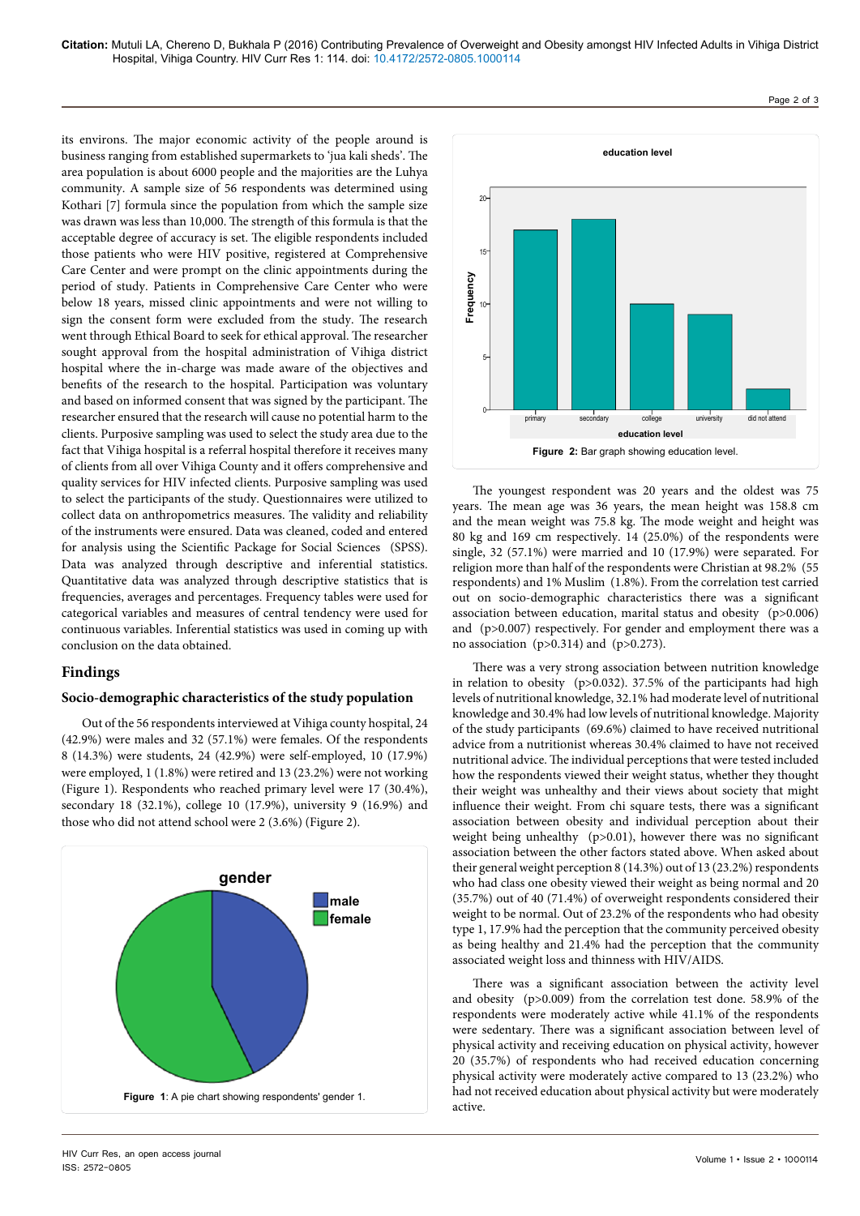its environs. The major economic activity of the people around is business ranging from established supermarkets to 'jua kali sheds'. The area population is about 6000 people and the majorities are the Luhya community. A sample size of 56 respondents was determined using Kothari [7] formula since the population from which the sample size was drawn was less than 10,000. The strength of this formula is that the acceptable degree of accuracy is set. The eligible respondents included those patients who were HIV positive, registered at Comprehensive Care Center and were prompt on the clinic appointments during the period of study. Patients in Comprehensive Care Center who were below 18 years, missed clinic appointments and were not willing to sign the consent form were excluded from the study. The research went through Ethical Board to seek for ethical approval. The researcher sought approval from the hospital administration of Vihiga district hospital where the in-charge was made aware of the objectives and benefits of the research to the hospital. Participation was voluntary and based on informed consent that was signed by the participant. The researcher ensured that the research will cause no potential harm to the clients. Purposive sampling was used to select the study area due to the fact that Vihiga hospital is a referral hospital therefore it receives many of clients from all over Vihiga County and it offers comprehensive and quality services for HIV infected clients. Purposive sampling was used to select the participants of the study. Questionnaires were utilized to collect data on anthropometrics measures. The validity and reliability of the instruments were ensured. Data was cleaned, coded and entered for analysis using the Scientific Package for Social Sciences (SPSS). Data was analyzed through descriptive and inferential statistics. Quantitative data was analyzed through descriptive statistics that is frequencies, averages and percentages. Frequency tables were used for categorical variables and measures of central tendency were used for continuous variables. Inferential statistics was used in coming up with conclusion on the data obtained.

## Findings

### Socio-demographic characteristics of the study population

Out of the 56 respondents interviewed at Vihiga county hospital, 24 (42.9%) were males and 32 (57.1%) were females. Of the respondents 8 (14.3%) were students, 24 (42.9%) were self-employed, 10 (17.9%) were employed, 1 (1.8%) were retired and 13 (23.2%) were not working (Figure 1). Respondents who reached primary level were 17 (30.4%), secondary 18 (32.1%), college 10 (17.9%), university 9 (16.9%) and those who did not attend school were 2 (3.6%) (Figure 2).

**Figure 1**: A pie chart showing respondents' gender 1.

**Figure 2:** Bar graph showing education level.

The youngest respondent was 20 years and the oldest was 75 years. The mean age was 36 years, the mean height was 158.8 cm and the mean weight was 75.8 kg. The mode weight and height was 80 kg and 169 cm respectively. 14 (25.0%) of the respondents were single, 32 (57.1%) were married and 10 (17.9%) were separated. For religion more than half of the respondents were Christian at 98.2% (55 respondents) and 1% Muslim (1.8%). From the correlation test carried out on socio-demographic characteristics there was a significant association between education, marital status and obesity ($p>0.006$) and ($p>0.007$) respectively. For gender and employment there was a no association ($p>0.314$) and ($p>0.273$).

There was a very strong association between nutrition knowledge in relation to obesity ($p>0.032$). 37.5% of the participants had high levels of nutritional knowledge, 32.1% had moderate level of nutritional knowledge and 30.4% had low levels of nutritional knowledge. Majority of the study participants (69.6%) claimed to have received nutritional advice from a nutritionist whereas 30.4% claimed to have not received nutritional advice. The individual perceptions that were tested included how the respondents viewed their weight status, whether they thought their weight was unhealthy and their views about society that might influence their weight. From chi square tests, there was a significant association between obesity and individual perception about their weight being unhealthy ($p>0.01$), however there was no significant association between the other factors stated above. When asked about their general weight perception 8 (14.3%) out of 13 (23.2%) respondents who had class one obesity viewed their weight as being normal and 20 (35.7%) out of 40 (71.4%) of overweight respondents considered their weight to be normal. Out of 23.2% of the respondents who had obesity type 1, 17.9% had the perception that the community perceived obesity as being healthy and 21.4% had the perception that the community associated weight loss and thinness with HIV/AIDS.

There was a significant association between the activity level and obesity ($p>0.009$) from the correlation test done. 58.9% of the respondents were moderately active while 41.1% of the respondents were sedentary. There was a significant association between level of physical activity and receiving education on physical activity, however 20 (35.7%) of respondents who had received education concerning physical activity were moderately active compared to 13 (23.2%) who had not received education about physical activity but were moderately active.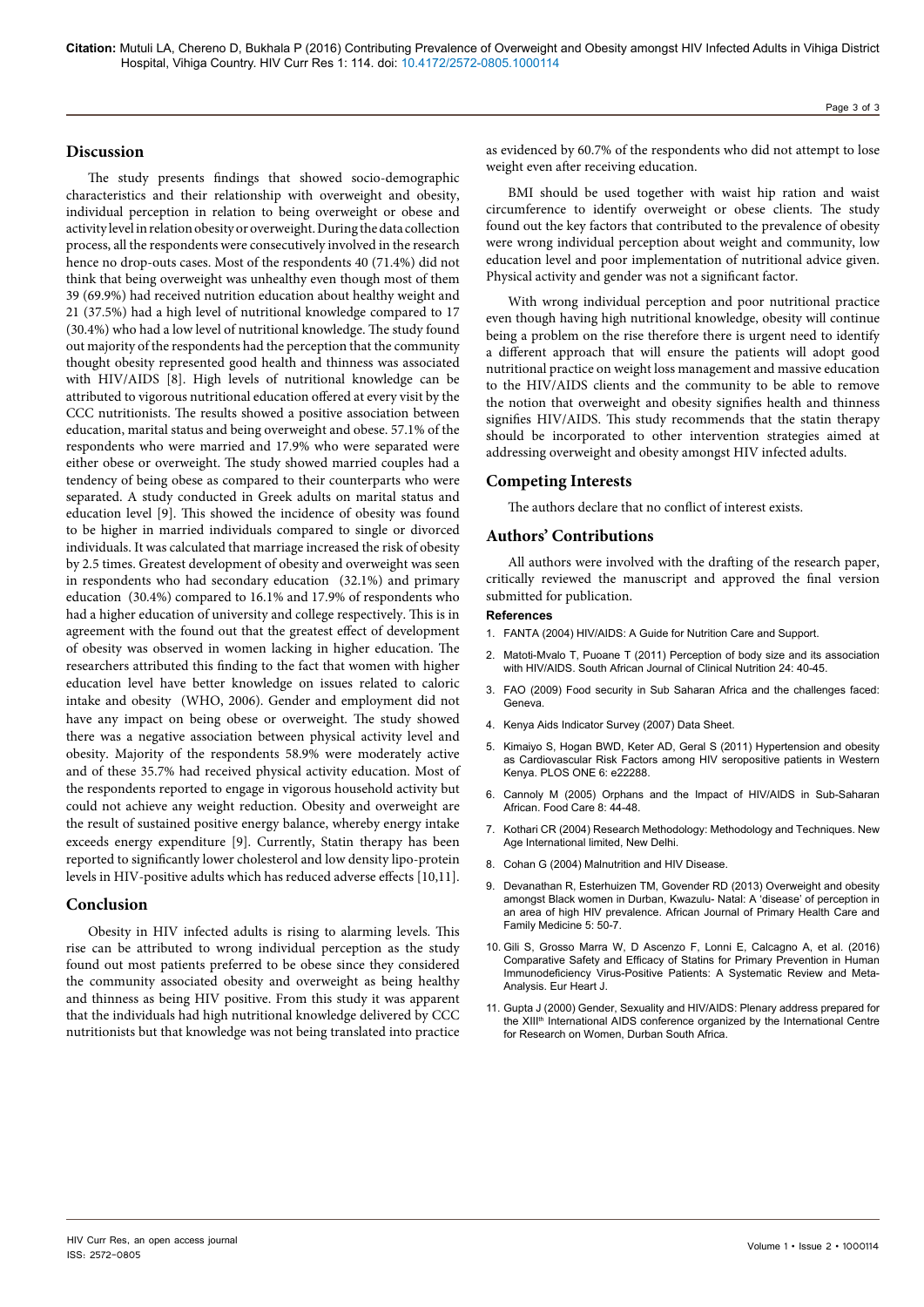## Discussion

The study presents findings that showed socio-demographic characteristics and their relationship with overweight and obesity, individual perception in relation to being overweight or obese and activity level in relation obesity or overweight. During the data collection process, all the respondents were consecutively involved in the research hence no drop-outs cases. Most of the respondents 40 (71.4%) did not think that being overweight was unhealthy even though most of them 39 (69.9%) had received nutrition education about healthy weight and 21 (37.5%) had a high level of nutritional knowledge compared to 17 (30.4%) who had a low level of nutritional knowledge. The study found out majority of the respondents had the perception that the community thought obesity represented good health and thinness was associated with HIV/AIDS [8]. High levels of nutritional knowledge can be attributed to vigorous nutritional education offered at every visit by the CCC nutritionists. The results showed a positive association between education, marital status and being overweight and obese. 57.1% of the respondents who were married and 17.9% who were separated were either obese or overweight. The study showed married couples had a tendency of being obese as compared to their counterparts who were separated. A study conducted in Greek adults on marital status and education level [9]. This showed the incidence of obesity was found to be higher in married individuals compared to single or divorced individuals. It was calculated that marriage increased the risk of obesity by 2.5 times. Greatest development of obesity and overweight was seen in respondents who had secondary education (32.1%) and primary education (30.4%) compared to 16.1% and 17.9% of respondents who had a higher education of university and college respectively. This is in agreement with the found out that the greatest effect of development of obesity was observed in women lacking in higher education. The researchers attributed this finding to the fact that women with higher education level have better knowledge on issues related to caloric intake and obesity (WHO, 2006). Gender and employment did not have any impact on being obese or overweight. The study showed there was a negative association between physical activity level and obesity. Majority of the respondents 58.9% were moderately active and of these 35.7% had received physical activity education. Most of the respondents reported to engage in vigorous household activity but could not achieve any weight reduction. Obesity and overweight are the result of sustained positive energy balance, whereby energy intake exceeds energy expenditure [9]. Currently, Statin therapy has been reported to significantly lower cholesterol and low density lipo-protein levels in HIV-positive adults which has reduced adverse effects [10,11].

## Conclusion

Obesity in HIV infected adults is rising to alarming levels. This rise can be attributed to wrong individual perception as the study found out most patients preferred to be obese since they considered the community associated obesity and overweight as being healthy and thinness as being HIV positive. From this study it was apparent that the individuals had high nutritional knowledge delivered by CCC nutritionists but that knowledge was not being translated into practice as evidenced by 60.7% of the respondents who did not attempt to lose weight even after receiving education.

BMI should be used together with waist hip ration and waist circumference to identify overweight or obese clients. The study found out the key factors that contributed to the prevalence of obesity were wrong individual perception about weight and community, low education level and poor implementation of nutritional advice given. Physical activity and gender was not a significant factor.

With wrong individual perception and poor nutritional practice even though having high nutritional knowledge, obesity will continue being a problem on the rise therefore there is urgent need to identify a different approach that will ensure the patients will adopt good nutritional practice on weight loss management and massive education to the HIV/AIDS clients and the community to be able to remove the notion that overweight and obesity signifies health and thinness signifies HIV/AIDS. This study recommends that the statin therapy should be incorporated to other intervention strategies aimed at addressing overweight and obesity amongst HIV infected adults.

## Competing Interests

The authors declare that no conflict of interest exists.

## Authors' Contributions

All authors were involved with the drafting of the research paper, critically reviewed the manuscript and approved the final version submitted for publication.

### References

1. FANTA (2004) HIV/AIDS: A Guide for Nutrition Care and Support.
2. Matoti-Mvalo T, Puoane T (2011) Perception of body size and its association with HIV/AIDS. South African Journal of Clinical Nutrition 24: 40-45.
3. FAO (2009) Food security in Sub Saharan Africa and the challenges faced: Geneva.
4. Kenya Aids Indicator Survey (2007) Data Sheet.
5. Kimaiyo S, Hogan BWD, Keter AD, Geral S (2011) Hypertension and obesity as Cardiovascular Risk Factors among HIV seropositive patients in Western Kenya. PLOS ONE 6: e22288.
6. Cannoly M (2005) Orphans and the Impact of HIV/AIDS in Sub-Saharan African. Food Care 8: 44-48.
7. Kothari CR (2004) Research Methodology: Methodology and Techniques. New Age International limited, New Delhi.
8. Cohan G (2004) Malnutrition and HIV Disease.
9. Devanathan R, Esterhuizen TM, Govender RD (2013) Overweight and obesity amongst Black women in Durban, Kwazulu- Natal: A 'disease' of perception in an area of high HIV prevalence. African Journal of Primary Health Care and Family Medicine 5: 50-7.
10. Gili S, Grosso Marra W, D Ascenzo F, Lonni E, Calcagno A, et al. (2016) Comparative Safety and Efficacy of Statins for Primary Prevention in Human Immunodeficiency Virus-Positive Patients: A Systematic Review and Meta-Analysis. Eur Heart J.
11. Gupta J (2000) Gender, Sexuality and HIV/AIDS: Plenary address prepared for the XIII[th] International AIDS conference organized by the International Centre for Research on Women, Durban South Africa.